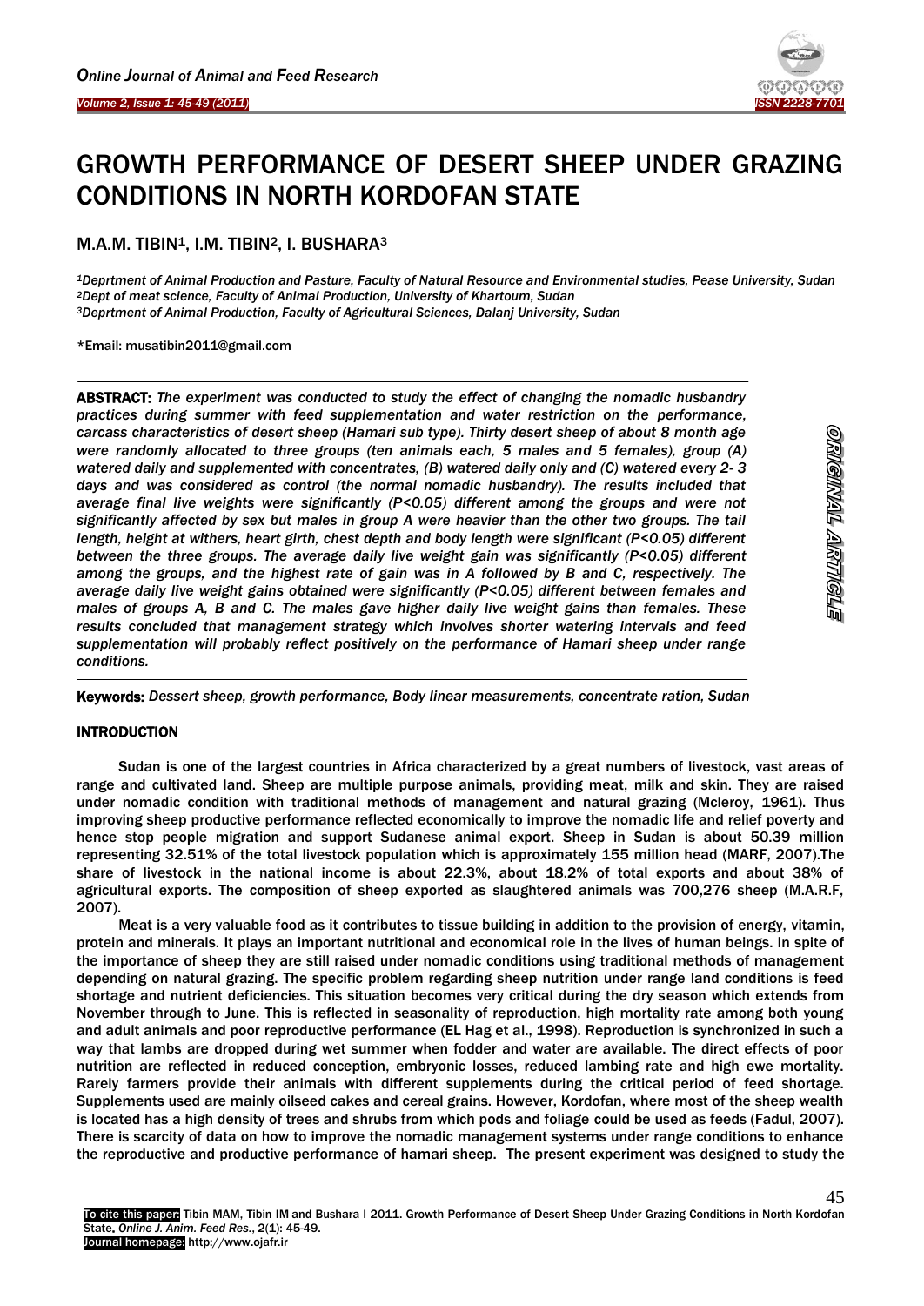# GROWTH PERFORMANCE OF DESERT SHEEP UNDER GRAZING CONDITIONS IN NORTH KORDOFAN STATE

M.A.M. TIBIN[1], I.M. TIBIN[2], I. BUSHARA[3]

*[1]Deprtment of Animal Production and Pasture, Faculty of Natural Resource and Environmental studies, Pease University, Sudan*
*[2]Dept of meat science, Faculty of Animal Production, University of Khartoum, Sudan*
*[3]Deprtment of Animal Production, Faculty of Agricultural Sciences, Dalanj University, Sudan*

\*Email: musatibin2011@gmail.com

**ABSTRACT:** *The experiment was conducted to study the effect of changing the nomadic husbandry practices during summer with feed supplementation and water restriction on the performance, carcass characteristics of desert sheep (Hamari sub type). Thirty desert sheep of about 8 month age were randomly allocated to three groups (ten animals each, 5 males and 5 females), group (A) watered daily and supplemented with concentrates, (B) watered daily only and (C) watered every 2- 3 days and was considered as control (the normal nomadic husbandry). The results included that average final live weights were significantly (P<0.05) different among the groups and were not significantly affected by sex but males in group A were heavier than the other two groups. The tail length, height at withers, heart girth, chest depth and body length were significant (P<0.05) different between the three groups. The average daily live weight gain was significantly (P<0.05) different among the groups, and the highest rate of gain was in A followed by B and C, respectively. The average daily live weight gains obtained were significantly (P<0.05) different between females and males of groups A, B and C. The males gave higher daily live weight gains than females. These results concluded that management strategy which involves shorter watering intervals and feed supplementation will probably reflect positively on the performance of Hamari sheep under range conditions.*

**Keywords:** *Dessert sheep, growth performance, Body linear measurements, concentrate ration, Sudan*

## INTRODUCTION

Sudan is one of the largest countries in Africa characterized by a great numbers of livestock, vast areas of range and cultivated land. Sheep are multiple purpose animals, providing meat, milk and skin. They are raised under nomadic condition with traditional methods of management and natural grazing (Mcleroy, 1961). Thus improving sheep productive performance reflected economically to improve the nomadic life and relief poverty and hence stop people migration and support Sudanese animal export. Sheep in Sudan is about 50.39 million representing 32.51% of the total livestock population which is approximately 155 million head (MARF, 2007).The share of livestock in the national income is about 22.3%, about 18.2% of total exports and about 38% of agricultural exports. The composition of sheep exported as slaughtered animals was 700,276 sheep (M.A.R.F, 2007).

Meat is a very valuable food as it contributes to tissue building in addition to the provision of energy, vitamin, protein and minerals. It plays an important nutritional and economical role in the lives of human beings. In spite of the importance of sheep they are still raised under nomadic conditions using traditional methods of management depending on natural grazing. The specific problem regarding sheep nutrition under range land conditions is feed shortage and nutrient deficiencies. This situation becomes very critical during the dry season which extends from November through to June. This is reflected in seasonality of reproduction, high mortality rate among both young and adult animals and poor reproductive performance (EL Hag et al., 1998). Reproduction is synchronized in such a way that lambs are dropped during wet summer when fodder and water are available. The direct effects of poor nutrition are reflected in reduced conception, embryonic losses, reduced lambing rate and high ewe mortality. Rarely farmers provide their animals with different supplements during the critical period of feed shortage. Supplements used are mainly oilseed cakes and cereal grains. However, Kordofan, where most of the sheep wealth is located has a high density of trees and shrubs from which pods and foliage could be used as feeds (Fadul, 2007). There is scarcity of data on how to improve the nomadic management systems under range conditions to enhance the reproductive and productive performance of hamari sheep. The present experiment was designed to study the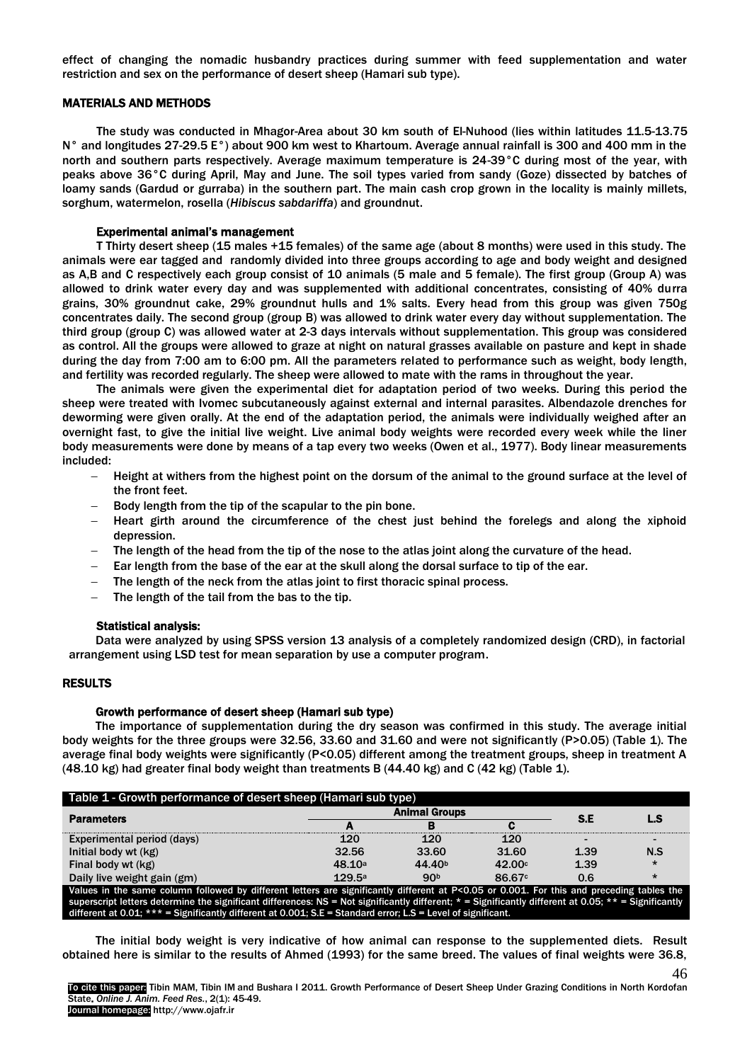effect of changing the nomadic husbandry practices during summer with feed supplementation and water restriction and sex on the performance of desert sheep (Hamari sub type).

## MATERIALS AND METHODS

The study was conducted in Mhagor-Area about 30 km south of El-Nuhood (lies within latitudes 11.5-13.75 N° and longitudes 27-29.5 E°) about 900 km west to Khartoum. Average annual rainfall is 300 and 400 mm in the north and southern parts respectively. Average maximum temperature is 24-39°C during most of the year, with peaks above 36°C during April, May and June. The soil types varied from sandy (Goze) dissected by batches of loamy sands (Gardud or gurraba) in the southern part. The main cash crop grown in the locality is mainly millets, sorghum, watermelon, rosella (*Hibiscus sabdariffa*) and groundnut.

### Experimental animal's management

T Thirty desert sheep (15 males +15 females) of the same age (about 8 months) were used in this study. The animals were ear tagged and randomly divided into three groups according to age and body weight and designed as A,B and C respectively each group consist of 10 animals (5 male and 5 female). The first group (Group A) was allowed to drink water every day and was supplemented with additional concentrates, consisting of 40% durra grains, 30% groundnut cake, 29% groundnut hulls and 1% salts. Every head from this group was given 750g concentrates daily. The second group (group B) was allowed to drink water every day without supplementation. The third group (group C) was allowed water at 2-3 days intervals without supplementation. This group was considered as control. All the groups were allowed to graze at night on natural grasses available on pasture and kept in shade during the day from 7:00 am to 6:00 pm. All the parameters related to performance such as weight, body length, and fertility was recorded regularly. The sheep were allowed to mate with the rams in throughout the year.

The animals were given the experimental diet for adaptation period of two weeks. During this period the sheep were treated with Ivomec subcutaneously against external and internal parasites. Albendazole drenches for deworming were given orally. At the end of the adaptation period, the animals were individually weighed after an overnight fast, to give the initial live weight. Live animal body weights were recorded every week while the liner body measurements were done by means of a tap every two weeks (Owen et al., 1977). Body linear measurements included:

- Height at withers from the highest point on the dorsum of the animal to the ground surface at the level of the front feet.
- Body length from the tip of the scapular to the pin bone.
- Heart girth around the circumference of the chest just behind the forelegs and along the xiphoid depression.
- The length of the head from the tip of the nose to the atlas joint along the curvature of the head.
- Ear length from the base of the ear at the skull along the dorsal surface to tip of the ear.
- The length of the neck from the atlas joint to first thoracic spinal process.
- The length of the tail from the bas to the tip.

### Statistical analysis:

Data were analyzed by using SPSS version 13 analysis of a completely randomized design (CRD), in factorial arrangement using LSD test for mean separation by use a computer program.

## RESULTS

### Growth performance of desert sheep (Hamari sub type)

The importance of supplementation during the dry season was confirmed in this study. The average initial body weights for the three groups were 32.56, 33.60 and 31.60 and were not significantly (P>0.05) (Table 1). The average final body weights were significantly (P<0.05) different among the treatment groups, sheep in treatment A (48.10 kg) had greater final body weight than treatments B (44.40 kg) and C (42 kg) (Table 1).

**Table 1 - Growth performance of desert sheep (Hamari sub type)**

| Parameters | Animal Groups | | | S.E | L.S |
|---|---|---|---|---|---|
| | A | B | C | | |
| Experimental period (days) | 120 | 120 | 120 | - | - |
| Initial body wt (kg) | 32.56 | 33.60 | 31.60 | 1.39 | N.S |
| Final body wt (kg) | 48.10[a] | 44.40[b] | 42.00[c] | 1.39 | * |
| Daily live weight gain (gm) | 129.5[a] | 90[b] | 86.67[c] | 0.6 | * |

Values in the same column followed by different letters are significantly different at P<0.05 or 0.001. For this and preceding tables the superscript letters determine the significant differences: NS = Not significantly different; * = Significantly different at 0.05; ** = Significantly different at 0.01; *** = Significantly different at 0.001; S.E = Standard error; L.S = Level of significant.

The initial body weight is very indicative of how animal can response to the supplemented diets. Result obtained here is similar to the results of Ahmed (1993) for the same breed. The values of final weights were 36.8,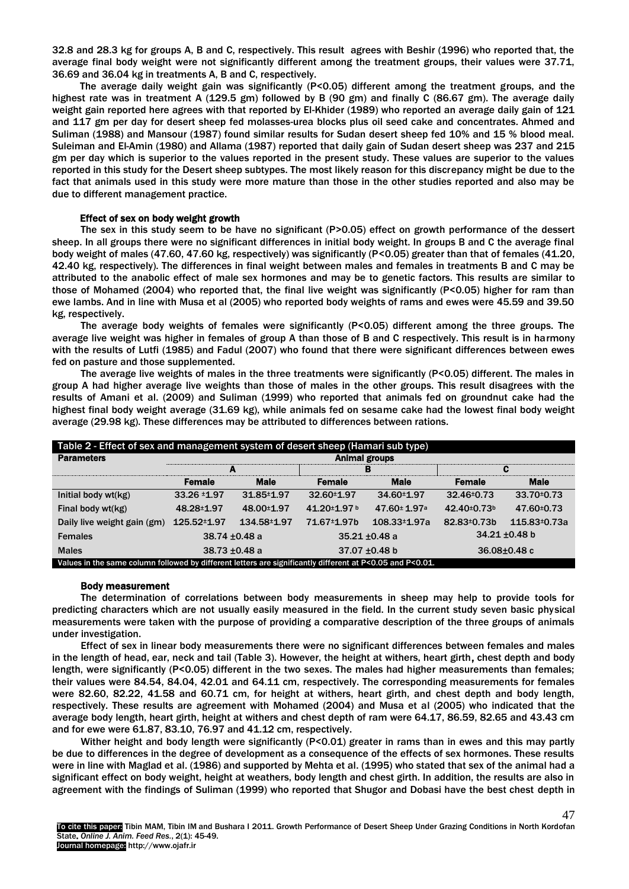32.8 and 28.3 kg for groups A, B and C, respectively. This result agrees with Beshir (1996) who reported that, the average final body weight were not significantly different among the treatment groups, their values were 37.71, 36.69 and 36.04 kg in treatments A, B and C, respectively.

The average daily weight gain was significantly (P<0.05) different among the treatment groups, and the highest rate was in treatment A (129.5 gm) followed by B (90 gm) and finally C (86.67 gm). The average daily weight gain reported here agrees with that reported by El-Khider (1989) who reported an average daily gain of 121 and 117 gm per day for desert sheep fed molasses-urea blocks plus oil seed cake and concentrates. Ahmed and Suliman (1988) and Mansour (1987) found similar results for Sudan desert sheep fed 10% and 15 % blood meal. Suleiman and El-Amin (1980) and Allama (1987) reported that daily gain of Sudan desert sheep was 237 and 215 gm per day which is superior to the values reported in the present study. These values are superior to the values reported in this study for the Desert sheep subtypes. The most likely reason for this discrepancy might be due to the fact that animals used in this study were more mature than those in the other studies reported and also may be due to different management practice.

### Effect of sex on body weight growth

The sex in this study seem to be have no significant (P>0.05) effect on growth performance of the dessert sheep. In all groups there were no significant differences in initial body weight. In groups B and C the average final body weight of males (47.60, 47.60 kg, respectively) was significantly (P<0.05) greater than that of females (41.20, 42.40 kg, respectively). The differences in final weight between males and females in treatments B and C may be attributed to the anabolic effect of male sex hormones and may be to genetic factors. This results are similar to those of Mohamed (2004) who reported that, the final live weight was significantly (P<0.05) higher for ram than ewe lambs. And in line with Musa et al (2005) who reported body weights of rams and ewes were 45.59 and 39.50 kg, respectively.

The average body weights of females were significantly (P<0.05) different among the three groups. The average live weight was higher in females of group A than those of B and C respectively. This result is in harmony with the results of Lutfi (1985) and Fadul (2007) who found that there were significant differences between ewes fed on pasture and those supplemented.

The average live weights of males in the three treatments were significantly (P<0.05) different. The males in group A had higher average live weights than those of males in the other groups. This result disagrees with the results of Amani et al. (2009) and Suliman (1999) who reported that animals fed on groundnut cake had the highest final body weight average (31.69 kg), while animals fed on sesame cake had the lowest final body weight average (29.98 kg). These differences may be attributed to differences between rations.

**Table 2 - Effect of sex and management system of desert sheep (Hamari sub type)**

| Parameters | Animal groups | | | | | |
|---|---|---|---|---|---|---|
| | A | | B | | C | |
| | Female | Male | Female | Male | Female | Male |
| Initial body wt(kg) | 33.26 ±1.97 | 31.85±1.97 | 32.60±1.97 | 34.60±1.97 | 32.46±0.73 | 33.70±0.73 |
| Final body wt(kg) | 48.28±1.97 | 48.00±1.97 | 41.20±1.97 b | 47.60± 1.97a | 42.40±0.73b | 47.60±0.73 |
| Daily live weight gain (gm) | 125.52±1.97 | 134.58±1.97 | 71.67±1.97b | 108.33±1.97a | 82.83±0.73b | 115.83±0.73a |
| Females | 38.74 ±0.48 a | | 35.21 ±0.48 a | | 34.21 ±0.48 b | |
| Males | 38.73 ±0.48 a | | 37.07 ±0.48 b | | 36.08±0.48 c | |

Values in the same column followed by different letters are significantly different at P<0.05 and P<0.01.

### Body measurement

The determination of correlations between body measurements in sheep may help to provide tools for predicting characters which are not usually easily measured in the field. In the current study seven basic physical measurements were taken with the purpose of providing a comparative description of the three groups of animals under investigation.

Effect of sex in linear body measurements there were no significant differences between females and males in the length of head, ear, neck and tail (Table 3). However, the height at withers, heart girth, chest depth and body length, were significantly (P<0.05) different in the two sexes. The males had higher measurements than females; their values were 84.54, 84.04, 42.01 and 64.11 cm, respectively. The corresponding measurements for females were 82.60, 82.22, 41.58 and 60.71 cm, for height at withers, heart girth, and chest depth and body length, respectively. These results are agreement with Mohamed (2004) and Musa et al (2005) who indicated that the average body length, heart girth, height at withers and chest depth of ram were 64.17, 86.59, 82.65 and 43.43 cm and for ewe were 61.87, 83.10, 76.97 and 41.12 cm, respectively.

Wither height and body length were significantly (P<0.01) greater in rams than in ewes and this may partly be due to differences in the degree of development as a consequence of the effects of sex hormones. These results were in line with Maglad et al. (1986) and supported by Mehta et al. (1995) who stated that sex of the animal had a significant effect on body weight, height at weathers, body length and chest girth. In addition, the results are also in agreement with the findings of Suliman (1999) who reported that Shugor and Dobasi have the best chest depth in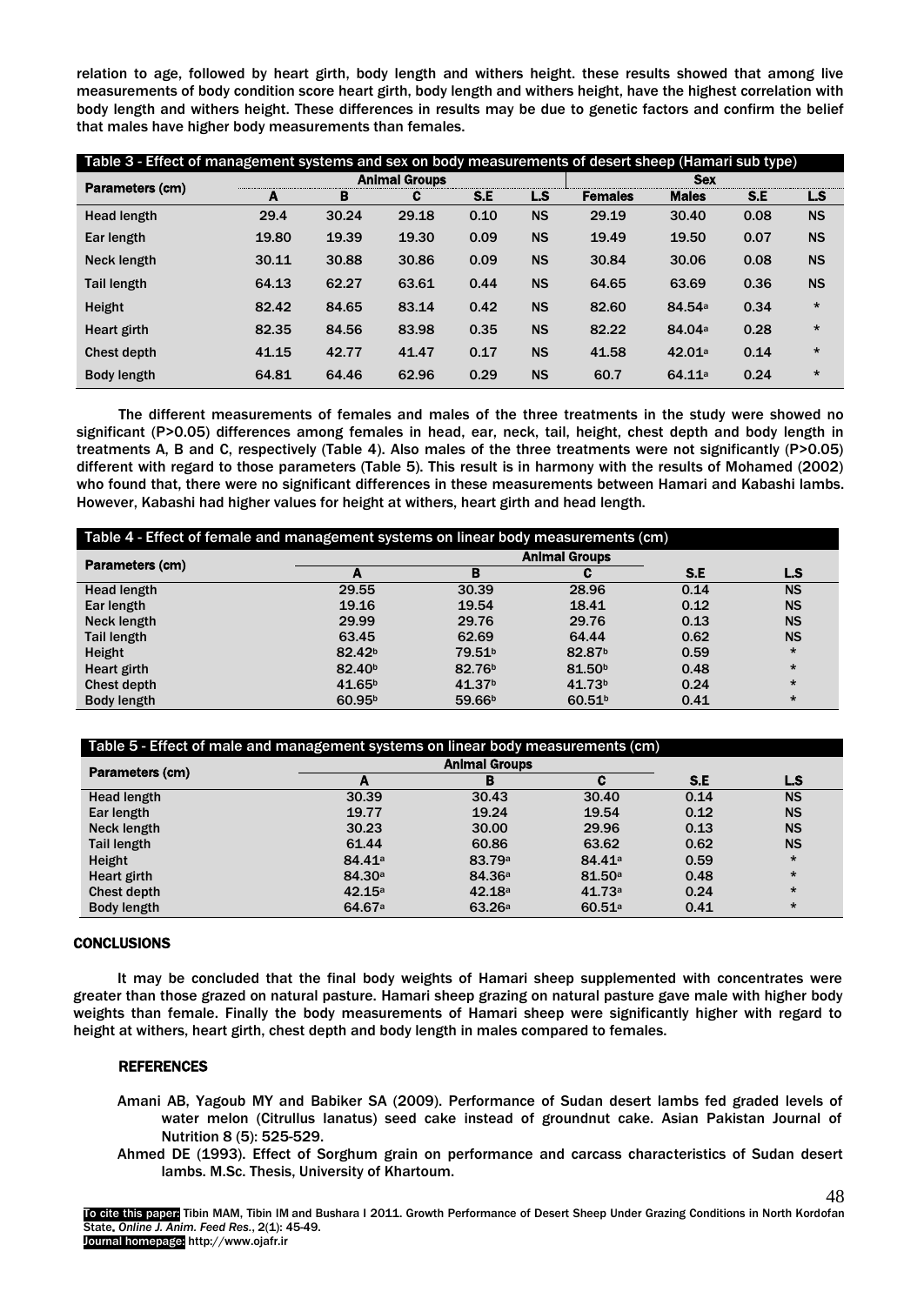relation to age, followed by heart girth, body length and withers height. these results showed that among live measurements of body condition score heart girth, body length and withers height, have the highest correlation with body length and withers height. These differences in results may be due to genetic factors and confirm the belief that males have higher body measurements than females.

| Parameters (cm) | Animal Groups | | | | | Sex | | | |
|---|---|---|---|---|---|---|---|---|---|
| | A | B | C | S.E | L.S | Females | Males | S.E | L.S |
| Head length | 29.4 | 30.24 | 29.18 | 0.10 | NS | 29.19 | 30.40 | 0.08 | NS |
| Ear length | 19.80 | 19.39 | 19.30 | 0.09 | NS | 19.49 | 19.50 | 0.07 | NS |
| Neck length | 30.11 | 30.88 | 30.86 | 0.09 | NS | 30.84 | 30.06 | 0.08 | NS |
| Tail length | 64.13 | 62.27 | 63.61 | 0.44 | NS | 64.65 | 63.69 | 0.36 | NS |
| Height | 82.42 | 84.65 | 83.14 | 0.42 | NS | 82.60 | 84.54[a] | 0.34 | * |
| Heart girth | 82.35 | 84.56 | 83.98 | 0.35 | NS | 82.22 | 84.04[a] | 0.28 | * |
| Chest depth | 41.15 | 42.77 | 41.47 | 0.17 | NS | 41.58 | 42.01[a] | 0.14 | * |
| Body length | 64.81 | 64.46 | 62.96 | 0.29 | NS | 60.7 | 64.11[a] | 0.24 | * |

Table 3 - Effect of management systems and sex on body measurements of desert sheep (Hamari sub type)

The different measurements of females and males of the three treatments in the study were showed no significant (P>0.05) differences among females in head, ear, neck, tail, height, chest depth and body length in treatments A, B and C, respectively (Table 4). Also males of the three treatments were not significantly (P>0.05) different with regard to those parameters (Table 5). This result is in harmony with the results of Mohamed (2002) who found that, there were no significant differences in these measurements between Hamari and Kabashi lambs. However, Kabashi had higher values for height at withers, heart girth and head length.

Table 4 - Effect of female and management systems on linear body measurements (cm)

| Parameters (cm) | Animal Groups | | | | |
|---|---|---|---|---|---|
| | A | B | C | S.E | L.S |
| Head length | 29.55 | 30.39 | 28.96 | 0.14 | NS |
| Ear length | 19.16 | 19.54 | 18.41 | 0.12 | NS |
| Neck length | 29.99 | 29.76 | 29.76 | 0.13 | NS |
| Tail length | 63.45 | 62.69 | 64.44 | 0.62 | NS |
| Height | 82.42[b] | 79.51[b] | 82.87[b] | 0.59 | * |
| Heart girth | 82.40[b] | 82.76[b] | 81.50[b] | 0.48 | * |
| Chest depth | 41.65[b] | 41.37[b] | 41.73[b] | 0.24 | * |
| Body length | 60.95[b] | 59.66[b] | 60.51[b] | 0.41 | * |

Table 5 - Effect of male and management systems on linear body measurements (cm)

| Parameters (cm) | Animal Groups | | | | |
|---|---|---|---|---|---|
| | A | B | C | S.E | L.S |
| Head length | 30.39 | 30.43 | 30.40 | 0.14 | NS |
| Ear length | 19.77 | 19.24 | 19.54 | 0.12 | NS |
| Neck length | 30.23 | 30.00 | 29.96 | 0.13 | NS |
| Tail length | 61.44 | 60.86 | 63.62 | 0.62 | NS |
| Height | 84.41[a] | 83.79[a] | 84.41[a] | 0.59 | * |
| Heart girth | 84.30[a] | 84.36[a] | 81.50[a] | 0.48 | * |
| Chest depth | 42.15[a] | 42.18[a] | 41.73[a] | 0.24 | * |
| Body length | 64.67[a] | 63.26[a] | 60.51[a] | 0.41 | * |

## CONCLUSIONS

It may be concluded that the final body weights of Hamari sheep supplemented with concentrates were greater than those grazed on natural pasture. Hamari sheep grazing on natural pasture gave male with higher body weights than female. Finally the body measurements of Hamari sheep were significantly higher with regard to height at withers, heart girth, chest depth and body length in males compared to females.

## REFERENCES

Amani AB, Yagoub MY and Babiker SA (2009). Performance of Sudan desert lambs fed graded levels of water melon (Citrullus lanatus) seed cake instead of groundnut cake. Asian Pakistan Journal of Nutrition 8 (5): 525-529.

Ahmed DE (1993). Effect of Sorghum grain on performance and carcass characteristics of Sudan desert lambs. M.Sc. Thesis, University of Khartoum.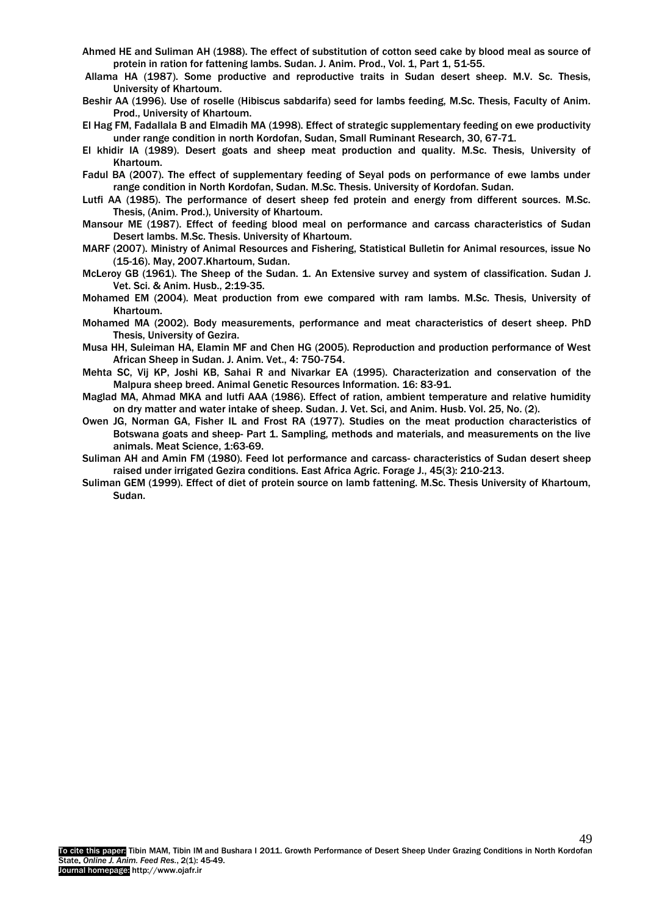Ahmed HE and Suliman AH (1988). The effect of substitution of cotton seed cake by blood meal as source of protein in ration for fattening lambs. Sudan. J. Anim. Prod., Vol. 1, Part 1, 51-55.

Allama HA (1987). Some productive and reproductive traits in Sudan desert sheep. M.V. Sc. Thesis, University of Khartoum.

Beshir AA (1996). Use of roselle (Hibiscus sabdarifa) seed for lambs feeding, M.Sc. Thesis, Faculty of Anim. Prod., University of Khartoum.

El Hag FM, Fadallala B and Elmadih MA (1998). Effect of strategic supplementary feeding on ewe productivity under range condition in north Kordofan, Sudan, Small Ruminant Research, 30, 67-71.

El khidir IA (1989). Desert goats and sheep meat production and quality. M.Sc. Thesis, University of Khartoum.

Fadul BA (2007). The effect of supplementary feeding of Seyal pods on performance of ewe lambs under range condition in North Kordofan, Sudan. M.Sc. Thesis. University of Kordofan. Sudan.

Lutfi AA (1985). The performance of desert sheep fed protein and energy from different sources. M.Sc. Thesis, (Anim. Prod.), University of Khartoum.

Mansour ME (1987). Effect of feeding blood meal on performance and carcass characteristics of Sudan Desert lambs. M.Sc. Thesis. University of Khartoum.

MARF (2007). Ministry of Animal Resources and Fishering, Statistical Bulletin for Animal resources, issue No (15-16). May, 2007.Khartoum, Sudan.

McLeroy GB (1961). The Sheep of the Sudan. 1. An Extensive survey and system of classification. Sudan J. Vet. Sci. & Anim. Husb., 2:19-35.

Mohamed EM (2004). Meat production from ewe compared with ram lambs. M.Sc. Thesis, University of Khartoum.

Mohamed MA (2002). Body measurements, performance and meat characteristics of desert sheep. PhD Thesis, University of Gezira.

Musa HH, Suleiman HA, Elamin MF and Chen HG (2005). Reproduction and production performance of West African Sheep in Sudan. J. Anim. Vet., 4: 750-754.

Mehta SC, Vij KP, Joshi KB, Sahai R and Nivarkar EA (1995). Characterization and conservation of the Malpura sheep breed. Animal Genetic Resources Information. 16: 83-91.

Maglad MA, Ahmad MKA and lutfi AAA (1986). Effect of ration, ambient temperature and relative humidity on dry matter and water intake of sheep. Sudan. J. Vet. Sci, and Anim. Husb. Vol. 25, No. (2).

Owen JG, Norman GA, Fisher IL and Frost RA (1977). Studies on the meat production characteristics of Botswana goats and sheep- Part 1. Sampling, methods and materials, and measurements on the live animals. Meat Science, 1:63-69.

Suliman AH and Amin FM (1980). Feed lot performance and carcass- characteristics of Sudan desert sheep raised under irrigated Gezira conditions. East Africa Agric. Forage J., 45(3): 210-213.

Suliman GEM (1999). Effect of diet of protein source on lamb fattening. M.Sc. Thesis University of Khartoum, Sudan.